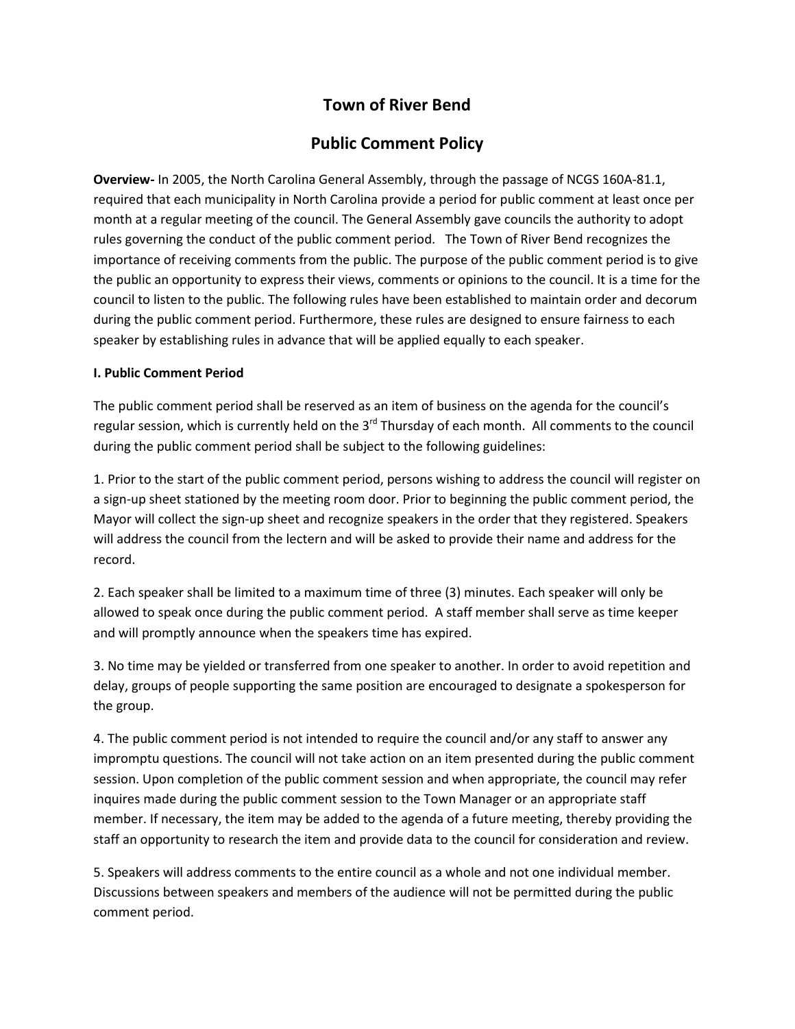# Town of River Bend

## Public Comment Policy

**Overview-** In 2005, the North Carolina General Assembly, through the passage of NCGS 160A-81.1, required that each municipality in North Carolina provide a period for public comment at least once per month at a regular meeting of the council. The General Assembly gave councils the authority to adopt rules governing the conduct of the public comment period. The Town of River Bend recognizes the importance of receiving comments from the public. The purpose of the public comment period is to give the public an opportunity to express their views, comments or opinions to the council. It is a time for the council to listen to the public. The following rules have been established to maintain order and decorum during the public comment period. Furthermore, these rules are designed to ensure fairness to each speaker by establishing rules in advance that will be applied equally to each speaker.

**I. Public Comment Period**

The public comment period shall be reserved as an item of business on the agenda for the council's regular session, which is currently held on the 3rd Thursday of each month. All comments to the council during the public comment period shall be subject to the following guidelines:

1. Prior to the start of the public comment period, persons wishing to address the council will register on a sign-up sheet stationed by the meeting room door. Prior to beginning the public comment period, the Mayor will collect the sign-up sheet and recognize speakers in the order that they registered. Speakers will address the council from the lectern and will be asked to provide their name and address for the record.

2. Each speaker shall be limited to a maximum time of three (3) minutes. Each speaker will only be allowed to speak once during the public comment period. A staff member shall serve as time keeper and will promptly announce when the speakers time has expired.

3. No time may be yielded or transferred from one speaker to another. In order to avoid repetition and delay, groups of people supporting the same position are encouraged to designate a spokesperson for the group.

4. The public comment period is not intended to require the council and/or any staff to answer any impromptu questions. The council will not take action on an item presented during the public comment session. Upon completion of the public comment session and when appropriate, the council may refer inquires made during the public comment session to the Town Manager or an appropriate staff member. If necessary, the item may be added to the agenda of a future meeting, thereby providing the staff an opportunity to research the item and provide data to the council for consideration and review.

5. Speakers will address comments to the entire council as a whole and not one individual member. Discussions between speakers and members of the audience will not be permitted during the public comment period.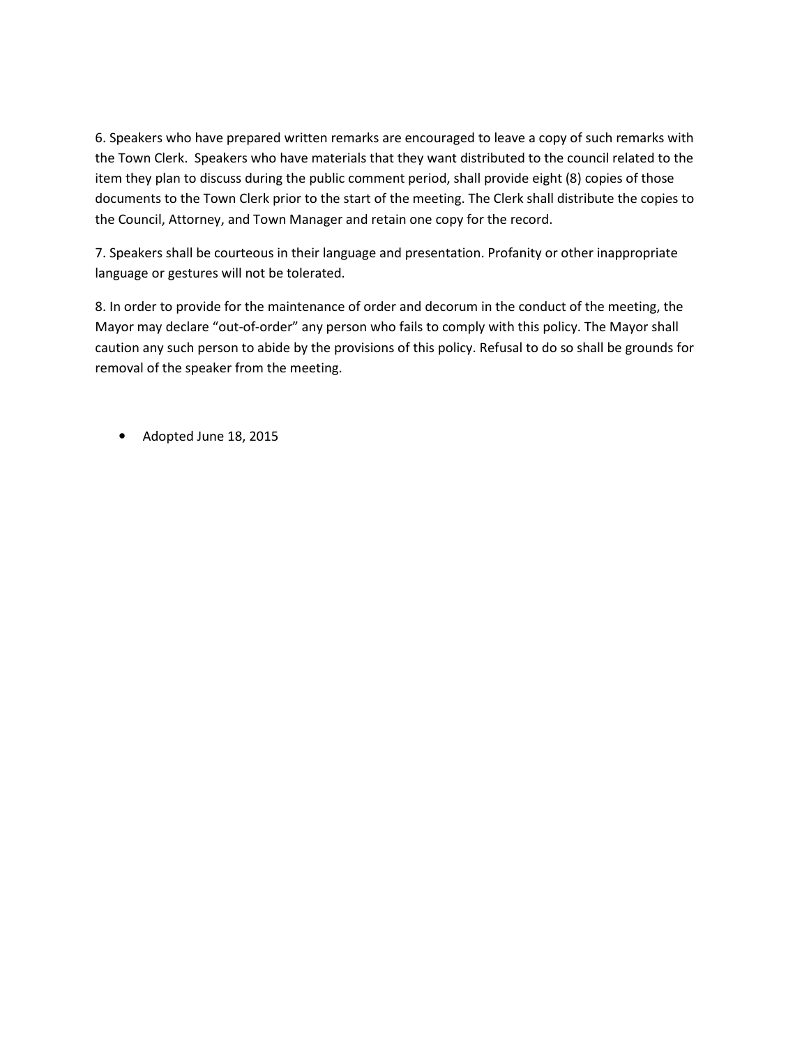6. Speakers who have prepared written remarks are encouraged to leave a copy of such remarks with the Town Clerk. Speakers who have materials that they want distributed to the council related to the item they plan to discuss during the public comment period, shall provide eight (8) copies of those documents to the Town Clerk prior to the start of the meeting. The Clerk shall distribute the copies to the Council, Attorney, and Town Manager and retain one copy for the record.

7. Speakers shall be courteous in their language and presentation. Profanity or other inappropriate language or gestures will not be tolerated.

8. In order to provide for the maintenance of order and decorum in the conduct of the meeting, the Mayor may declare "out-of-order" any person who fails to comply with this policy. The Mayor shall caution any such person to abide by the provisions of this policy. Refusal to do so shall be grounds for removal of the speaker from the meeting.

- Adopted June 18, 2015